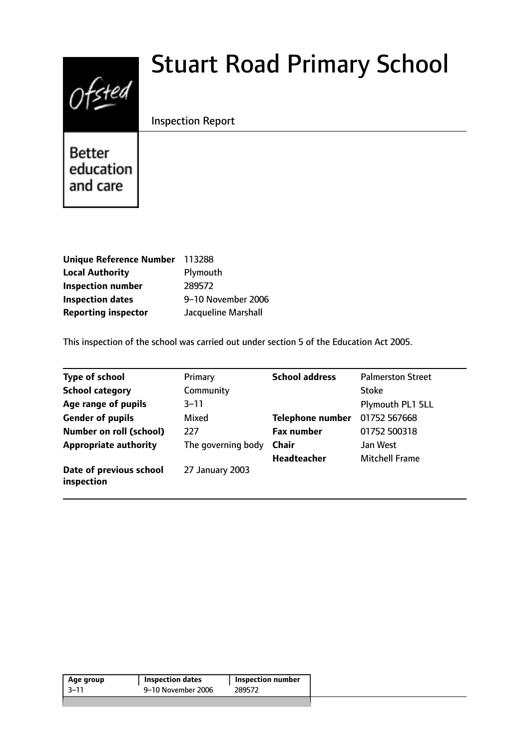# Stuart Road Primary School

Inspection Report

Ofsted — Better education and care

| | |
|---|---|
| **Unique Reference Number** | 113288 |
| **Local Authority** | Plymouth |
| **Inspection number** | 289572 |
| **Inspection dates** | 9–10 November 2006 |
| **Reporting inspector** | Jacqueline Marshall |

This inspection of the school was carried out under section 5 of the Education Act 2005.

| | | | |
|---|---|---|---|
| **Type of school** | Primary | **School address** | Palmerston Street |
| **School category** | Community | | Stoke |
| **Age range of pupils** | 3–11 | | Plymouth PL1 5LL |
| **Gender of pupils** | Mixed | **Telephone number** | 01752 567668 |
| **Number on roll (school)** | 227 | **Fax number** | 01752 500318 |
| **Appropriate authority** | The governing body | **Chair** | Jan West |
| | | **Headteacher** | Mitchell Frame |
| **Date of previous school inspection** | 27 January 2003 | | |

| Age group | Inspection dates | Inspection number |
|---|---|---|
| 3–11 | 9–10 November 2006 | 289572 |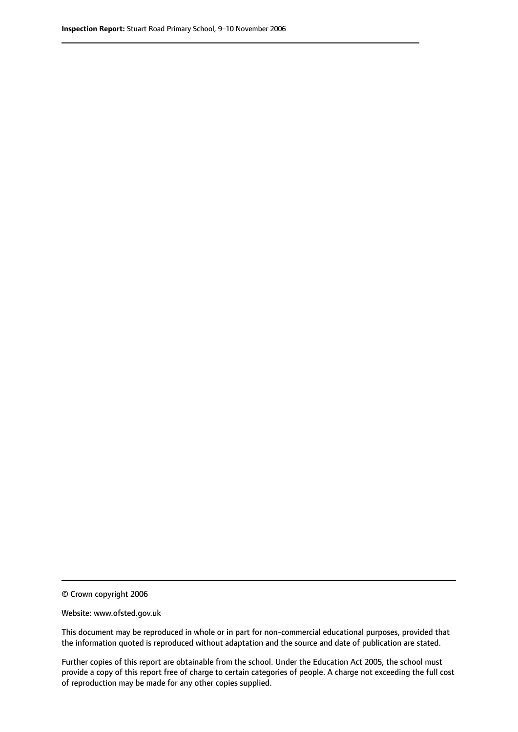© Crown copyright 2006

Website: www.ofsted.gov.uk

This document may be reproduced in whole or in part for non-commercial educational purposes, provided that the information quoted is reproduced without adaptation and the source and date of publication are stated.

Further copies of this report are obtainable from the school. Under the Education Act 2005, the school must provide a copy of this report free of charge to certain categories of people. A charge not exceeding the full cost of reproduction may be made for any other copies supplied.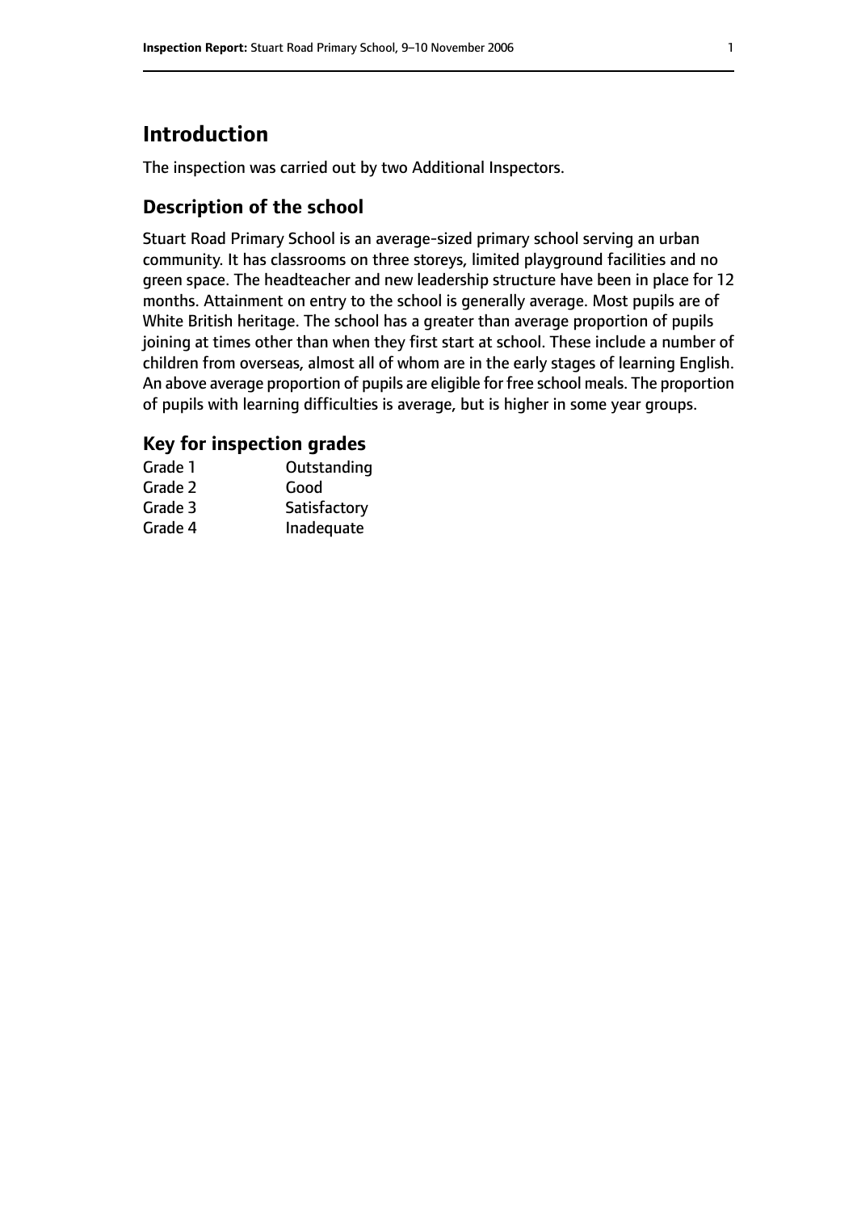# Introduction

The inspection was carried out by two Additional Inspectors.

## Description of the school

Stuart Road Primary School is an average-sized primary school serving an urban community. It has classrooms on three storeys, limited playground facilities and no green space. The headteacher and new leadership structure have been in place for 12 months. Attainment on entry to the school is generally average. Most pupils are of White British heritage. The school has a greater than average proportion of pupils joining at times other than when they first start at school. These include a number of children from overseas, almost all of whom are in the early stages of learning English. An above average proportion of pupils are eligible for free school meals. The proportion of pupils with learning difficulties is average, but is higher in some year groups.

## Key for inspection grades

| | |
|---|---|
| Grade 1 | Outstanding |
| Grade 2 | Good |
| Grade 3 | Satisfactory |
| Grade 4 | Inadequate |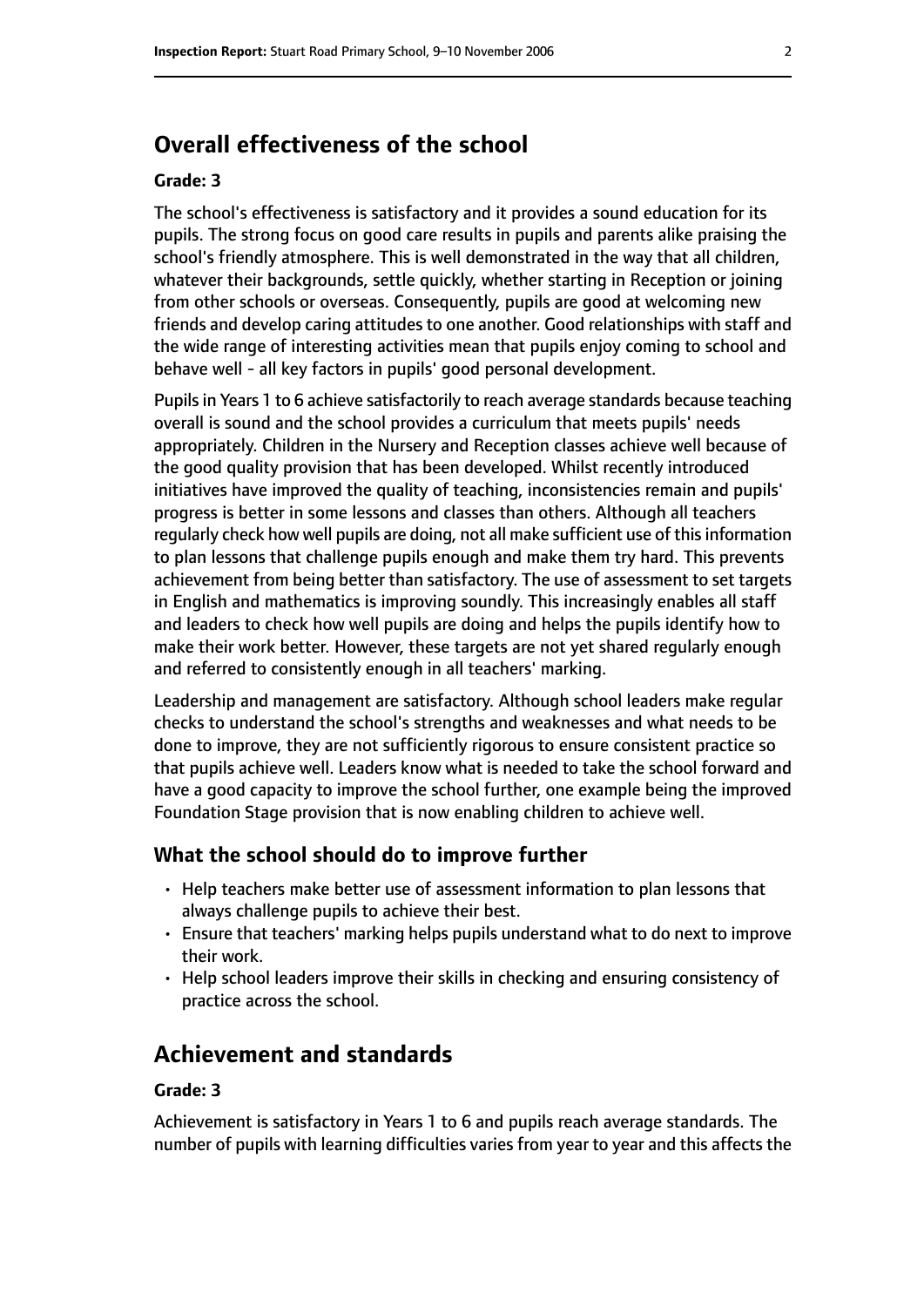## Overall effectiveness of the school

**Grade: 3**

The school's effectiveness is satisfactory and it provides a sound education for its pupils. The strong focus on good care results in pupils and parents alike praising the school's friendly atmosphere. This is well demonstrated in the way that all children, whatever their backgrounds, settle quickly, whether starting in Reception or joining from other schools or overseas. Consequently, pupils are good at welcoming new friends and develop caring attitudes to one another. Good relationships with staff and the wide range of interesting activities mean that pupils enjoy coming to school and behave well - all key factors in pupils' good personal development.

Pupils in Years 1 to 6 achieve satisfactorily to reach average standards because teaching overall is sound and the school provides a curriculum that meets pupils' needs appropriately. Children in the Nursery and Reception classes achieve well because of the good quality provision that has been developed. Whilst recently introduced initiatives have improved the quality of teaching, inconsistencies remain and pupils' progress is better in some lessons and classes than others. Although all teachers regularly check how well pupils are doing, not all make sufficient use of this information to plan lessons that challenge pupils enough and make them try hard. This prevents achievement from being better than satisfactory. The use of assessment to set targets in English and mathematics is improving soundly. This increasingly enables all staff and leaders to check how well pupils are doing and helps the pupils identify how to make their work better. However, these targets are not yet shared regularly enough and referred to consistently enough in all teachers' marking.

Leadership and management are satisfactory. Although school leaders make regular checks to understand the school's strengths and weaknesses and what needs to be done to improve, they are not sufficiently rigorous to ensure consistent practice so that pupils achieve well. Leaders know what is needed to take the school forward and have a good capacity to improve the school further, one example being the improved Foundation Stage provision that is now enabling children to achieve well.

### What the school should do to improve further

- Help teachers make better use of assessment information to plan lessons that always challenge pupils to achieve their best.
- Ensure that teachers' marking helps pupils understand what to do next to improve their work.
- Help school leaders improve their skills in checking and ensuring consistency of practice across the school.

## Achievement and standards

**Grade: 3**

Achievement is satisfactory in Years 1 to 6 and pupils reach average standards. The number of pupils with learning difficulties varies from year to year and this affects the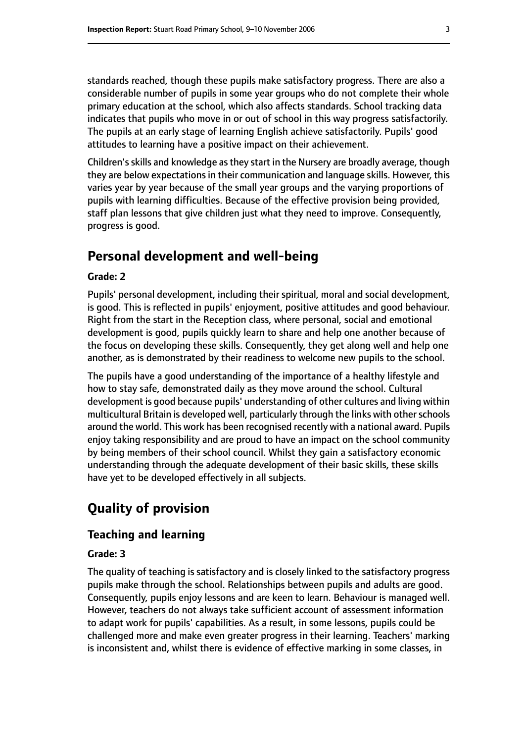standards reached, though these pupils make satisfactory progress. There are also a considerable number of pupils in some year groups who do not complete their whole primary education at the school, which also affects standards. School tracking data indicates that pupils who move in or out of school in this way progress satisfactorily. The pupils at an early stage of learning English achieve satisfactorily. Pupils' good attitudes to learning have a positive impact on their achievement.

Children's skills and knowledge as they start in the Nursery are broadly average, though they are below expectations in their communication and language skills. However, this varies year by year because of the small year groups and the varying proportions of pupils with learning difficulties. Because of the effective provision being provided, staff plan lessons that give children just what they need to improve. Consequently, progress is good.

## Personal development and well-being

**Grade: 2**

Pupils' personal development, including their spiritual, moral and social development, is good. This is reflected in pupils' enjoyment, positive attitudes and good behaviour. Right from the start in the Reception class, where personal, social and emotional development is good, pupils quickly learn to share and help one another because of the focus on developing these skills. Consequently, they get along well and help one another, as is demonstrated by their readiness to welcome new pupils to the school.

The pupils have a good understanding of the importance of a healthy lifestyle and how to stay safe, demonstrated daily as they move around the school. Cultural development is good because pupils' understanding of other cultures and living within multicultural Britain is developed well, particularly through the links with other schools around the world. This work has been recognised recently with a national award. Pupils enjoy taking responsibility and are proud to have an impact on the school community by being members of their school council. Whilst they gain a satisfactory economic understanding through the adequate development of their basic skills, these skills have yet to be developed effectively in all subjects.

## Quality of provision

### Teaching and learning

**Grade: 3**

The quality of teaching is satisfactory and is closely linked to the satisfactory progress pupils make through the school. Relationships between pupils and adults are good. Consequently, pupils enjoy lessons and are keen to learn. Behaviour is managed well. However, teachers do not always take sufficient account of assessment information to adapt work for pupils' capabilities. As a result, in some lessons, pupils could be challenged more and make even greater progress in their learning. Teachers' marking is inconsistent and, whilst there is evidence of effective marking in some classes, in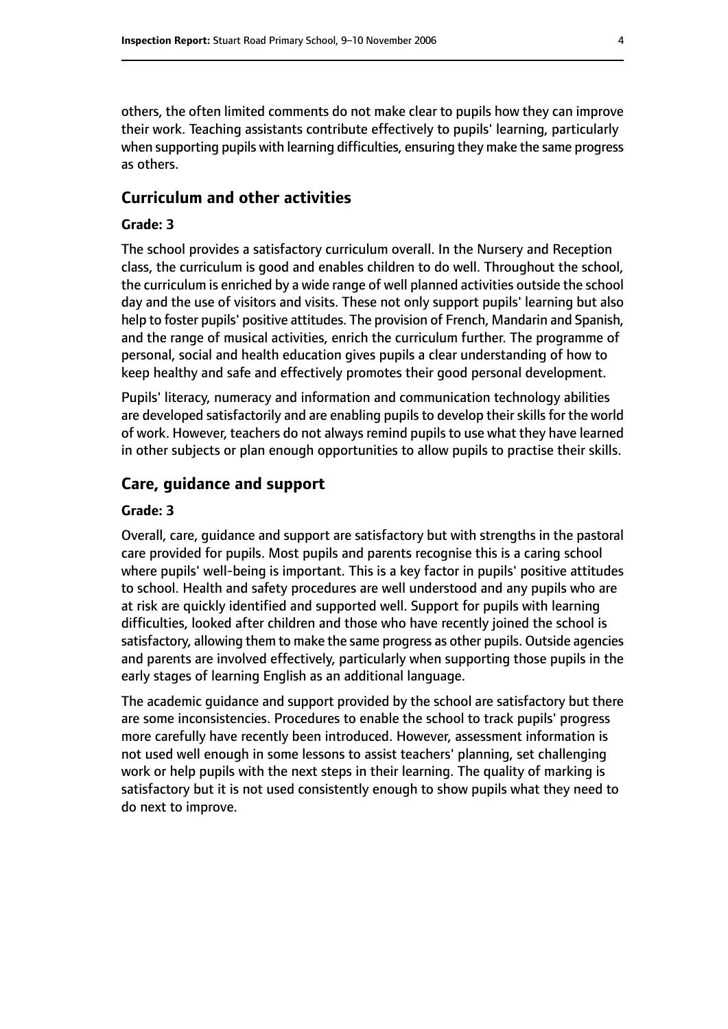others, the often limited comments do not make clear to pupils how they can improve their work. Teaching assistants contribute effectively to pupils' learning, particularly when supporting pupils with learning difficulties, ensuring they make the same progress as others.

## Curriculum and other activities

### Grade: 3

The school provides a satisfactory curriculum overall. In the Nursery and Reception class, the curriculum is good and enables children to do well. Throughout the school, the curriculum is enriched by a wide range of well planned activities outside the school day and the use of visitors and visits. These not only support pupils' learning but also help to foster pupils' positive attitudes. The provision of French, Mandarin and Spanish, and the range of musical activities, enrich the curriculum further. The programme of personal, social and health education gives pupils a clear understanding of how to keep healthy and safe and effectively promotes their good personal development.

Pupils' literacy, numeracy and information and communication technology abilities are developed satisfactorily and are enabling pupils to develop their skills for the world of work. However, teachers do not always remind pupils to use what they have learned in other subjects or plan enough opportunities to allow pupils to practise their skills.

## Care, guidance and support

### Grade: 3

Overall, care, guidance and support are satisfactory but with strengths in the pastoral care provided for pupils. Most pupils and parents recognise this is a caring school where pupils' well-being is important. This is a key factor in pupils' positive attitudes to school. Health and safety procedures are well understood and any pupils who are at risk are quickly identified and supported well. Support for pupils with learning difficulties, looked after children and those who have recently joined the school is satisfactory, allowing them to make the same progress as other pupils. Outside agencies and parents are involved effectively, particularly when supporting those pupils in the early stages of learning English as an additional language.

The academic guidance and support provided by the school are satisfactory but there are some inconsistencies. Procedures to enable the school to track pupils' progress more carefully have recently been introduced. However, assessment information is not used well enough in some lessons to assist teachers' planning, set challenging work or help pupils with the next steps in their learning. The quality of marking is satisfactory but it is not used consistently enough to show pupils what they need to do next to improve.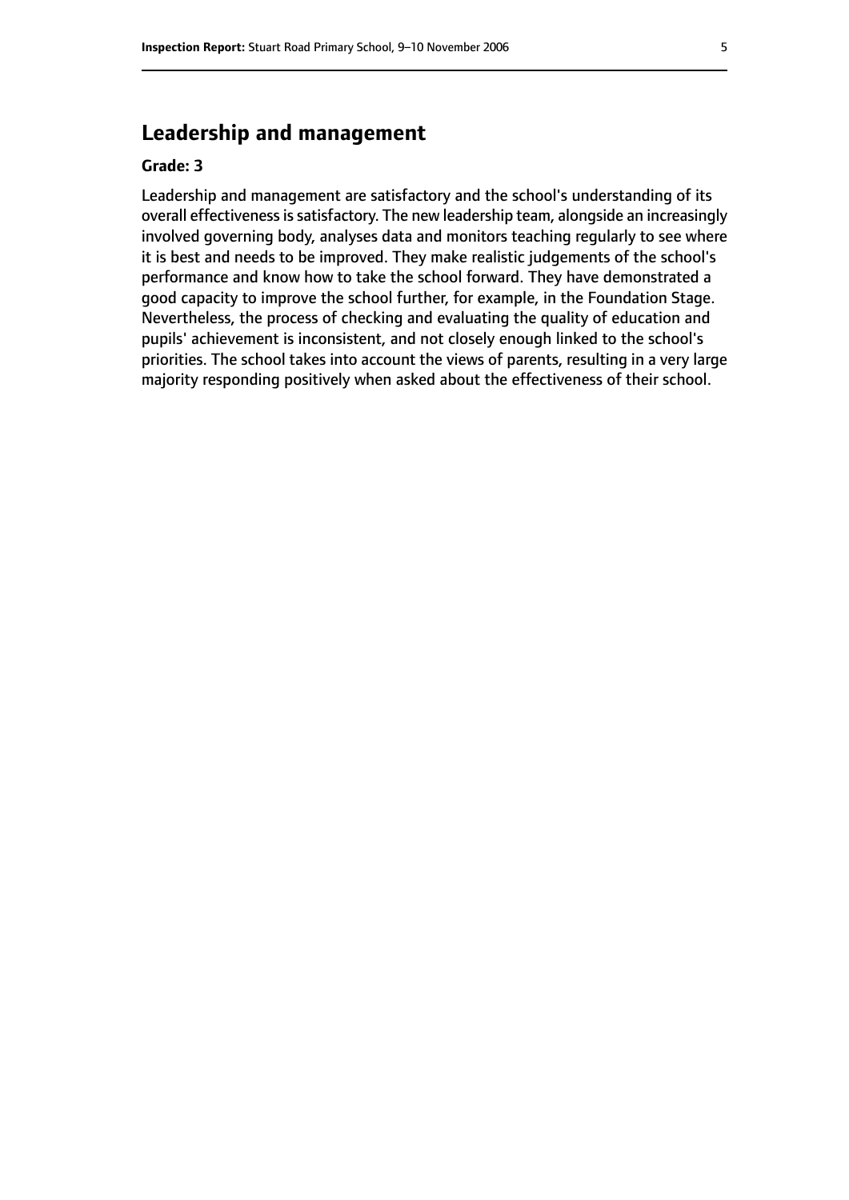## Leadership and management

**Grade: 3**

Leadership and management are satisfactory and the school's understanding of its overall effectiveness is satisfactory. The new leadership team, alongside an increasingly involved governing body, analyses data and monitors teaching regularly to see where it is best and needs to be improved. They make realistic judgements of the school's performance and know how to take the school forward. They have demonstrated a good capacity to improve the school further, for example, in the Foundation Stage. Nevertheless, the process of checking and evaluating the quality of education and pupils' achievement is inconsistent, and not closely enough linked to the school's priorities. The school takes into account the views of parents, resulting in a very large majority responding positively when asked about the effectiveness of their school.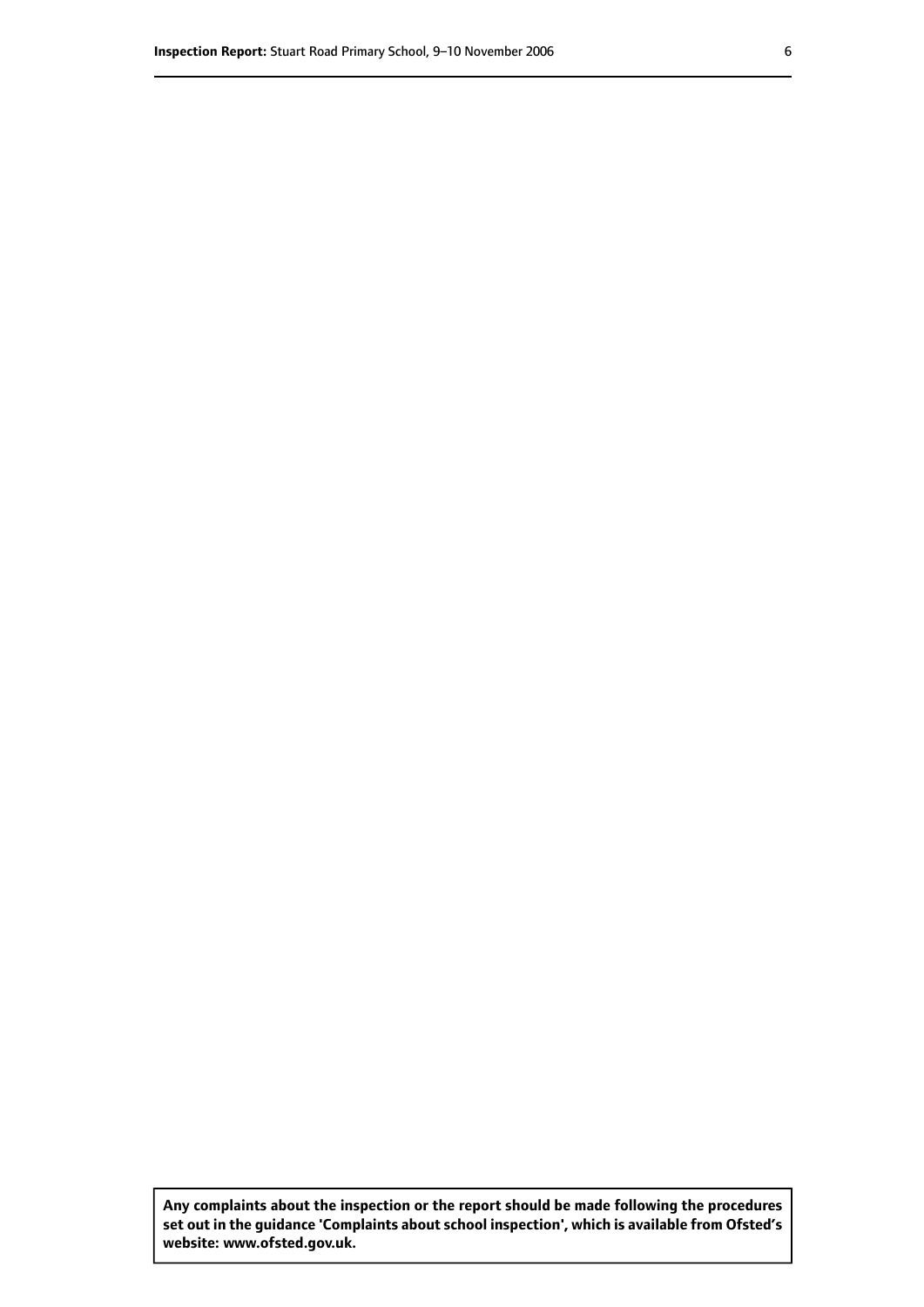**Any complaints about the inspection or the report should be made following the procedures set out in the guidance 'Complaints about school inspection', which is available from Ofsted's website: www.ofsted.gov.uk.**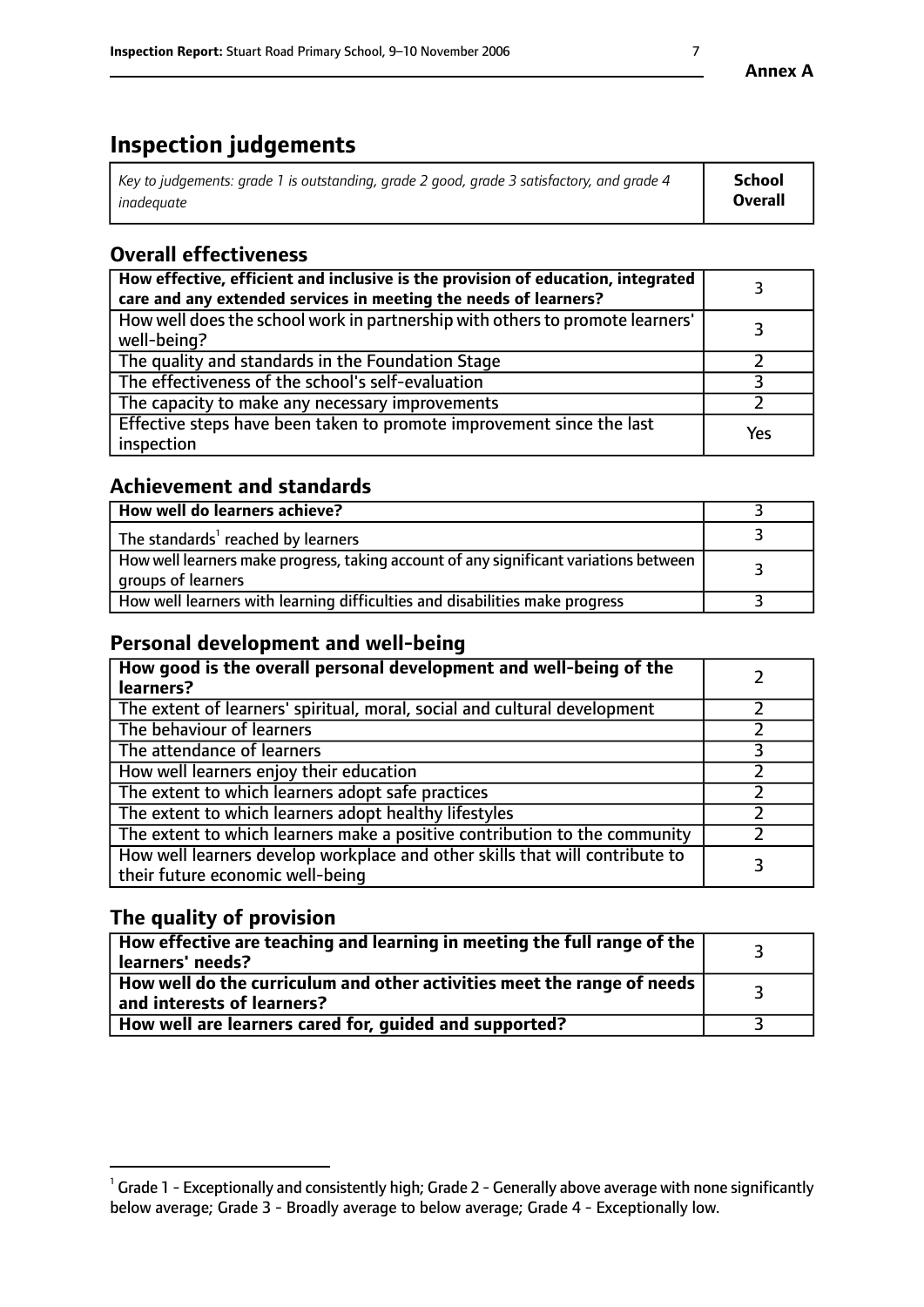# Inspection judgements

| *Key to judgements: grade 1 is outstanding, grade 2 good, grade 3 satisfactory, and grade 4 inadequate* | **School Overall** |
|---|---|

## Overall effectiveness

| | |
|---|---|
| **How effective, efficient and inclusive is the provision of education, integrated care and any extended services in meeting the needs of learners?** | 3 |
| How well does the school work in partnership with others to promote learners' well-being? | 3 |
| The quality and standards in the Foundation Stage | 2 |
| The effectiveness of the school's self-evaluation | 3 |
| The capacity to make any necessary improvements | 2 |
| Effective steps have been taken to promote improvement since the last inspection | Yes |

## Achievement and standards

| | |
|---|---|
| **How well do learners achieve?** | 3 |
| The standards[1] reached by learners | 3 |
| How well learners make progress, taking account of any significant variations between groups of learners | 3 |
| How well learners with learning difficulties and disabilities make progress | 3 |

## Personal development and well-being

| | |
|---|---|
| **How good is the overall personal development and well-being of the learners?** | 2 |
| The extent of learners' spiritual, moral, social and cultural development | 2 |
| The behaviour of learners | 2 |
| The attendance of learners | 3 |
| How well learners enjoy their education | 2 |
| The extent to which learners adopt safe practices | 2 |
| The extent to which learners adopt healthy lifestyles | 2 |
| The extent to which learners make a positive contribution to the community | 2 |
| How well learners develop workplace and other skills that will contribute to their future economic well-being | 3 |

## The quality of provision

| | |
|---|---|
| **How effective are teaching and learning in meeting the full range of the learners' needs?** | 3 |
| **How well do the curriculum and other activities meet the range of needs and interests of learners?** | 3 |
| **How well are learners cared for, guided and supported?** | 3 |

[1] Grade 1 - Exceptionally and consistently high; Grade 2 - Generally above average with none significantly below average; Grade 3 - Broadly average to below average; Grade 4 - Exceptionally low.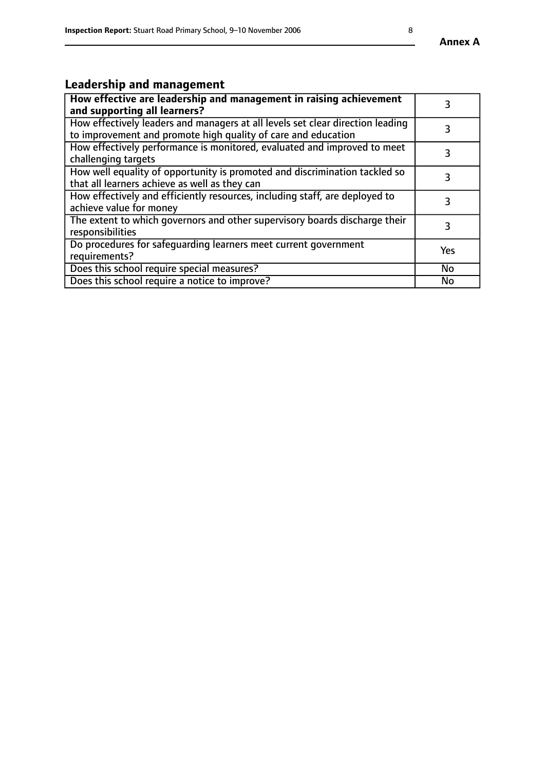## Leadership and management

| How effective are leadership and management in raising achievement and supporting all learners? | 3 |
|---|---|
| How effectively leaders and managers at all levels set clear direction leading to improvement and promote high quality of care and education | 3 |
| How effectively performance is monitored, evaluated and improved to meet challenging targets | 3 |
| How well equality of opportunity is promoted and discrimination tackled so that all learners achieve as well as they can | 3 |
| How effectively and efficiently resources, including staff, are deployed to achieve value for money | 3 |
| The extent to which governors and other supervisory boards discharge their responsibilities | 3 |
| Do procedures for safeguarding learners meet current government requirements? | Yes |
| Does this school require special measures? | No |
| Does this school require a notice to improve? | No |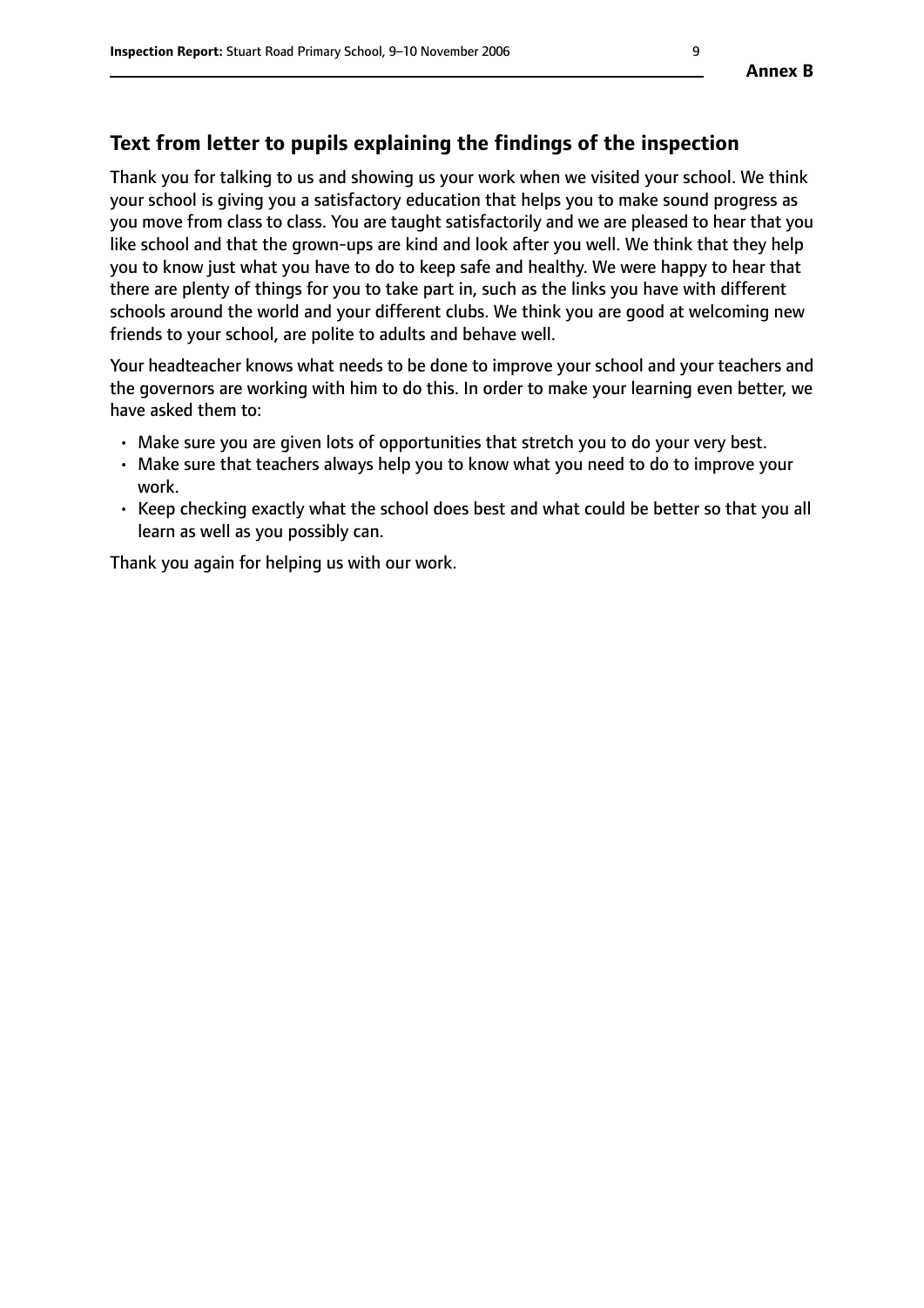## Text from letter to pupils explaining the findings of the inspection

Thank you for talking to us and showing us your work when we visited your school. We think your school is giving you a satisfactory education that helps you to make sound progress as you move from class to class. You are taught satisfactorily and we are pleased to hear that you like school and that the grown-ups are kind and look after you well. We think that they help you to know just what you have to do to keep safe and healthy. We were happy to hear that there are plenty of things for you to take part in, such as the links you have with different schools around the world and your different clubs. We think you are good at welcoming new friends to your school, are polite to adults and behave well.

Your headteacher knows what needs to be done to improve your school and your teachers and the governors are working with him to do this. In order to make your learning even better, we have asked them to:

- Make sure you are given lots of opportunities that stretch you to do your very best.
- Make sure that teachers always help you to know what you need to do to improve your work.
- Keep checking exactly what the school does best and what could be better so that you all learn as well as you possibly can.

Thank you again for helping us with our work.